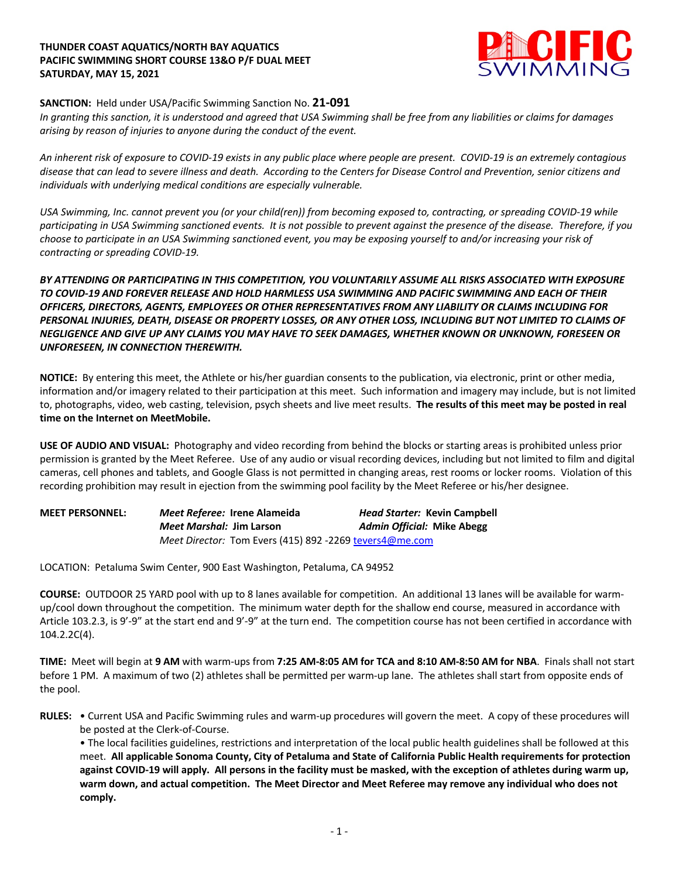**THUNDER COAST AQUATICS/NORTH BAY AQUATICS**
**PACIFIC SWIMMING SHORT COURSE 13&O P/F DUAL MEET**
**SATURDAY, MAY 15, 2021**

**SANCTION:** Held under USA/Pacific Swimming Sanction No. **21-091**
*In granting this sanction, it is understood and agreed that USA Swimming shall be free from any liabilities or claims for damages arising by reason of injuries to anyone during the conduct of the event.*

*An inherent risk of exposure to COVID-19 exists in any public place where people are present. COVID-19 is an extremely contagious disease that can lead to severe illness and death. According to the Centers for Disease Control and Prevention, senior citizens and individuals with underlying medical conditions are especially vulnerable.*

*USA Swimming, Inc. cannot prevent you (or your child(ren)) from becoming exposed to, contracting, or spreading COVID-19 while participating in USA Swimming sanctioned events. It is not possible to prevent against the presence of the disease. Therefore, if you choose to participate in an USA Swimming sanctioned event, you may be exposing yourself to and/or increasing your risk of contracting or spreading COVID-19.*

***BY ATTENDING OR PARTICIPATING IN THIS COMPETITION, YOU VOLUNTARILY ASSUME ALL RISKS ASSOCIATED WITH EXPOSURE TO COVID-19 AND FOREVER RELEASE AND HOLD HARMLESS USA SWIMMING AND PACIFIC SWIMMING AND EACH OF THEIR OFFICERS, DIRECTORS, AGENTS, EMPLOYEES OR OTHER REPRESENTATIVES FROM ANY LIABILITY OR CLAIMS INCLUDING FOR PERSONAL INJURIES, DEATH, DISEASE OR PROPERTY LOSSES, OR ANY OTHER LOSS, INCLUDING BUT NOT LIMITED TO CLAIMS OF NEGLIGENCE AND GIVE UP ANY CLAIMS YOU MAY HAVE TO SEEK DAMAGES, WHETHER KNOWN OR UNKNOWN, FORESEEN OR UNFORESEEN, IN CONNECTION THEREWITH.***

**NOTICE:** By entering this meet, the Athlete or his/her guardian consents to the publication, via electronic, print or other media, information and/or imagery related to their participation at this meet. Such information and imagery may include, but is not limited to, photographs, video, web casting, television, psych sheets and live meet results. **The results of this meet may be posted in real time on the Internet on MeetMobile.**

**USE OF AUDIO AND VISUAL:** Photography and video recording from behind the blocks or starting areas is prohibited unless prior permission is granted by the Meet Referee. Use of any audio or visual recording devices, including but not limited to film and digital cameras, cell phones and tablets, and Google Glass is not permitted in changing areas, rest rooms or locker rooms. Violation of this recording prohibition may result in ejection from the swimming pool facility by the Meet Referee or his/her designee.

**MEET PERSONNEL:**
*Meet Referee:* **Irene Alameida** — *Head Starter:* **Kevin Campbell**
*Meet Marshal:* **Jim Larson** — *Admin Official:* **Mike Abegg**
*Meet Director:* Tom Evers (415) 892 -2269 tevers4@me.com

LOCATION: Petaluma Swim Center, 900 East Washington, Petaluma, CA 94952

**COURSE:** OUTDOOR 25 YARD pool with up to 8 lanes available for competition. An additional 13 lanes will be available for warm-up/cool down throughout the competition. The minimum water depth for the shallow end course, measured in accordance with Article 103.2.3, is 9'-9" at the start end and 9'-9" at the turn end. The competition course has not been certified in accordance with 104.2.2C(4).

**TIME:** Meet will begin at **9 AM** with warm-ups from **7:25 AM-8:05 AM for TCA and 8:10 AM-8:50 AM for NBA**. Finals shall not start before 1 PM. A maximum of two (2) athletes shall be permitted per warm-up lane. The athletes shall start from opposite ends of the pool.

**RULES:**
- Current USA and Pacific Swimming rules and warm-up procedures will govern the meet. A copy of these procedures will be posted at the Clerk-of-Course.
- The local facilities guidelines, restrictions and interpretation of the local public health guidelines shall be followed at this meet. **All applicable Sonoma County, City of Petaluma and State of California Public Health requirements for protection against COVID-19 will apply. All persons in the facility must be masked, with the exception of athletes during warm up, warm down, and actual competition. The Meet Director and Meet Referee may remove any individual who does not comply.**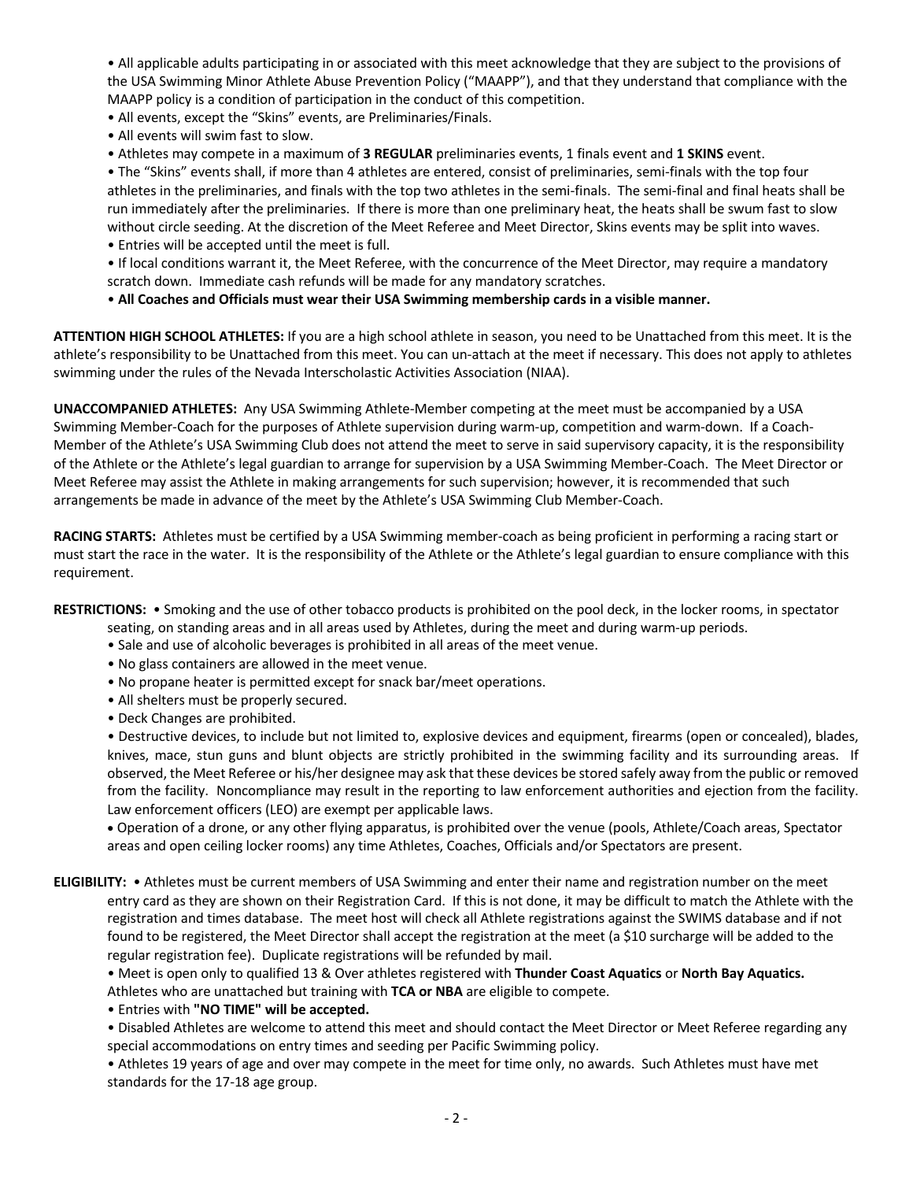- All applicable adults participating in or associated with this meet acknowledge that they are subject to the provisions of the USA Swimming Minor Athlete Abuse Prevention Policy ("MAAPP"), and that they understand that compliance with the MAAPP policy is a condition of participation in the conduct of this competition.
- All events, except the "Skins" events, are Preliminaries/Finals.
- All events will swim fast to slow.
- Athletes may compete in a maximum of **3 REGULAR** preliminaries events, 1 finals event and **1 SKINS** event.
- The "Skins" events shall, if more than 4 athletes are entered, consist of preliminaries, semi-finals with the top four athletes in the preliminaries, and finals with the top two athletes in the semi-finals. The semi-final and final heats shall be run immediately after the preliminaries. If there is more than one preliminary heat, the heats shall be swum fast to slow without circle seeding. At the discretion of the Meet Referee and Meet Director, Skins events may be split into waves.
- Entries will be accepted until the meet is full.
- If local conditions warrant it, the Meet Referee, with the concurrence of the Meet Director, may require a mandatory scratch down. Immediate cash refunds will be made for any mandatory scratches.
- **All Coaches and Officials must wear their USA Swimming membership cards in a visible manner.**

**ATTENTION HIGH SCHOOL ATHLETES:** If you are a high school athlete in season, you need to be Unattached from this meet. It is the athlete's responsibility to be Unattached from this meet. You can un-attach at the meet if necessary. This does not apply to athletes swimming under the rules of the Nevada Interscholastic Activities Association (NIAA).

**UNACCOMPANIED ATHLETES:** Any USA Swimming Athlete-Member competing at the meet must be accompanied by a USA Swimming Member-Coach for the purposes of Athlete supervision during warm-up, competition and warm-down. If a Coach-Member of the Athlete's USA Swimming Club does not attend the meet to serve in said supervisory capacity, it is the responsibility of the Athlete or the Athlete's legal guardian to arrange for supervision by a USA Swimming Member-Coach. The Meet Director or Meet Referee may assist the Athlete in making arrangements for such supervision; however, it is recommended that such arrangements be made in advance of the meet by the Athlete's USA Swimming Club Member-Coach.

**RACING STARTS:** Athletes must be certified by a USA Swimming member-coach as being proficient in performing a racing start or must start the race in the water. It is the responsibility of the Athlete or the Athlete's legal guardian to ensure compliance with this requirement.

**RESTRICTIONS:**

- Smoking and the use of other tobacco products is prohibited on the pool deck, in the locker rooms, in spectator seating, on standing areas and in all areas used by Athletes, during the meet and during warm-up periods.
- Sale and use of alcoholic beverages is prohibited in all areas of the meet venue.
- No glass containers are allowed in the meet venue.
- No propane heater is permitted except for snack bar/meet operations.
- All shelters must be properly secured.
- Deck Changes are prohibited.
- Destructive devices, to include but not limited to, explosive devices and equipment, firearms (open or concealed), blades, knives, mace, stun guns and blunt objects are strictly prohibited in the swimming facility and its surrounding areas. If observed, the Meet Referee or his/her designee may ask that these devices be stored safely away from the public or removed from the facility. Noncompliance may result in the reporting to law enforcement authorities and ejection from the facility. Law enforcement officers (LEO) are exempt per applicable laws.
- Operation of a drone, or any other flying apparatus, is prohibited over the venue (pools, Athlete/Coach areas, Spectator areas and open ceiling locker rooms) any time Athletes, Coaches, Officials and/or Spectators are present.

**ELIGIBILITY:**

- Athletes must be current members of USA Swimming and enter their name and registration number on the meet entry card as they are shown on their Registration Card. If this is not done, it may be difficult to match the Athlete with the registration and times database. The meet host will check all Athlete registrations against the SWIMS database and if not found to be registered, the Meet Director shall accept the registration at the meet (a $10 surcharge will be added to the regular registration fee). Duplicate registrations will be refunded by mail.
- Meet is open only to qualified 13 & Over athletes registered with **Thunder Coast Aquatics** or **North Bay Aquatics.** Athletes who are unattached but training with **TCA or NBA** are eligible to compete.
- Entries with **"NO TIME" will be accepted.**
- Disabled Athletes are welcome to attend this meet and should contact the Meet Director or Meet Referee regarding any special accommodations on entry times and seeding per Pacific Swimming policy.
- Athletes 19 years of age and over may compete in the meet for time only, no awards. Such Athletes must have met standards for the 17-18 age group.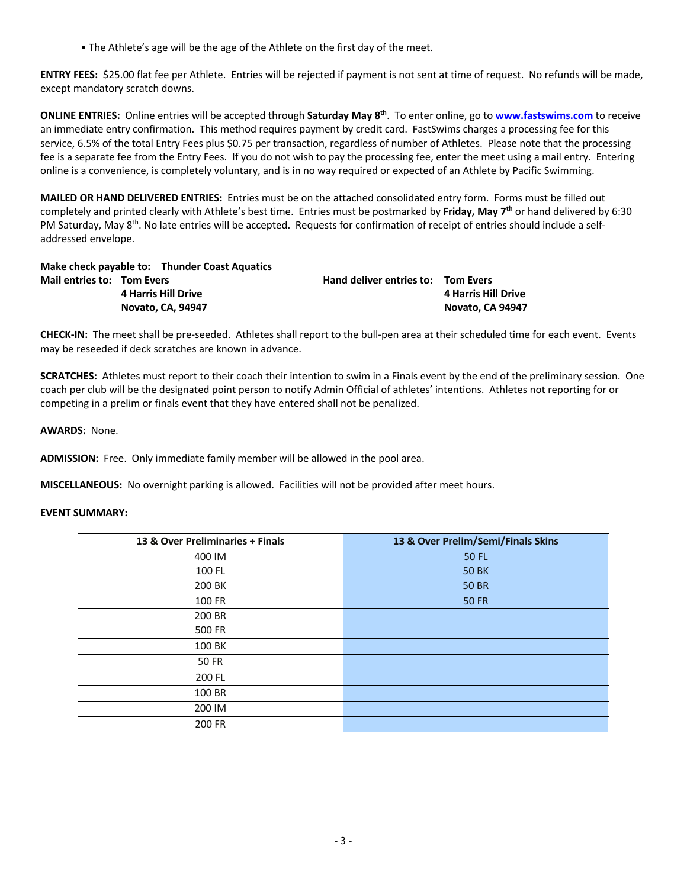• The Athlete's age will be the age of the Athlete on the first day of the meet.

**ENTRY FEES:** $25.00 flat fee per Athlete. Entries will be rejected if payment is not sent at time of request. No refunds will be made, except mandatory scratch downs.

**ONLINE ENTRIES:** Online entries will be accepted through **Saturday May 8th**. To enter online, go to **www.fastswims.com** to receive an immediate entry confirmation. This method requires payment by credit card. FastSwims charges a processing fee for this service, 6.5% of the total Entry Fees plus $0.75 per transaction, regardless of number of Athletes. Please note that the processing fee is a separate fee from the Entry Fees. If you do not wish to pay the processing fee, enter the meet using a mail entry. Entering online is a convenience, is completely voluntary, and is in no way required or expected of an Athlete by Pacific Swimming.

**MAILED OR HAND DELIVERED ENTRIES:** Entries must be on the attached consolidated entry form. Forms must be filled out completely and printed clearly with Athlete's best time. Entries must be postmarked by **Friday, May 7th** or hand delivered by 6:30 PM Saturday, May 8th. No late entries will be accepted. Requests for confirmation of receipt of entries should include a self-addressed envelope.

**Make check payable to: Thunder Coast Aquatics**

**Mail entries to: Tom Evers**
**4 Harris Hill Drive**
**Novato, CA, 94947**

**Hand deliver entries to: Tom Evers**
**4 Harris Hill Drive**
**Novato, CA 94947**

**CHECK-IN:** The meet shall be pre-seeded. Athletes shall report to the bull-pen area at their scheduled time for each event. Events may be reseeded if deck scratches are known in advance.

**SCRATCHES:** Athletes must report to their coach their intention to swim in a Finals event by the end of the preliminary session. One coach per club will be the designated point person to notify Admin Official of athletes' intentions. Athletes not reporting for or competing in a prelim or finals event that they have entered shall not be penalized.

**AWARDS:** None.

**ADMISSION:** Free. Only immediate family member will be allowed in the pool area.

**MISCELLANEOUS:** No overnight parking is allowed. Facilities will not be provided after meet hours.

**EVENT SUMMARY:**

| 13 & Over Preliminaries + Finals | 13 & Over Prelim/Semi/Finals Skins |
|---|---|
| 400 IM | 50 FL |
| 100 FL | 50 BK |
| 200 BK | 50 BR |
| 100 FR | 50 FR |
| 200 BR | |
| 500 FR | |
| 100 BK | |
| 50 FR | |
| 200 FL | |
| 100 BR | |
| 200 IM | |
| 200 FR | |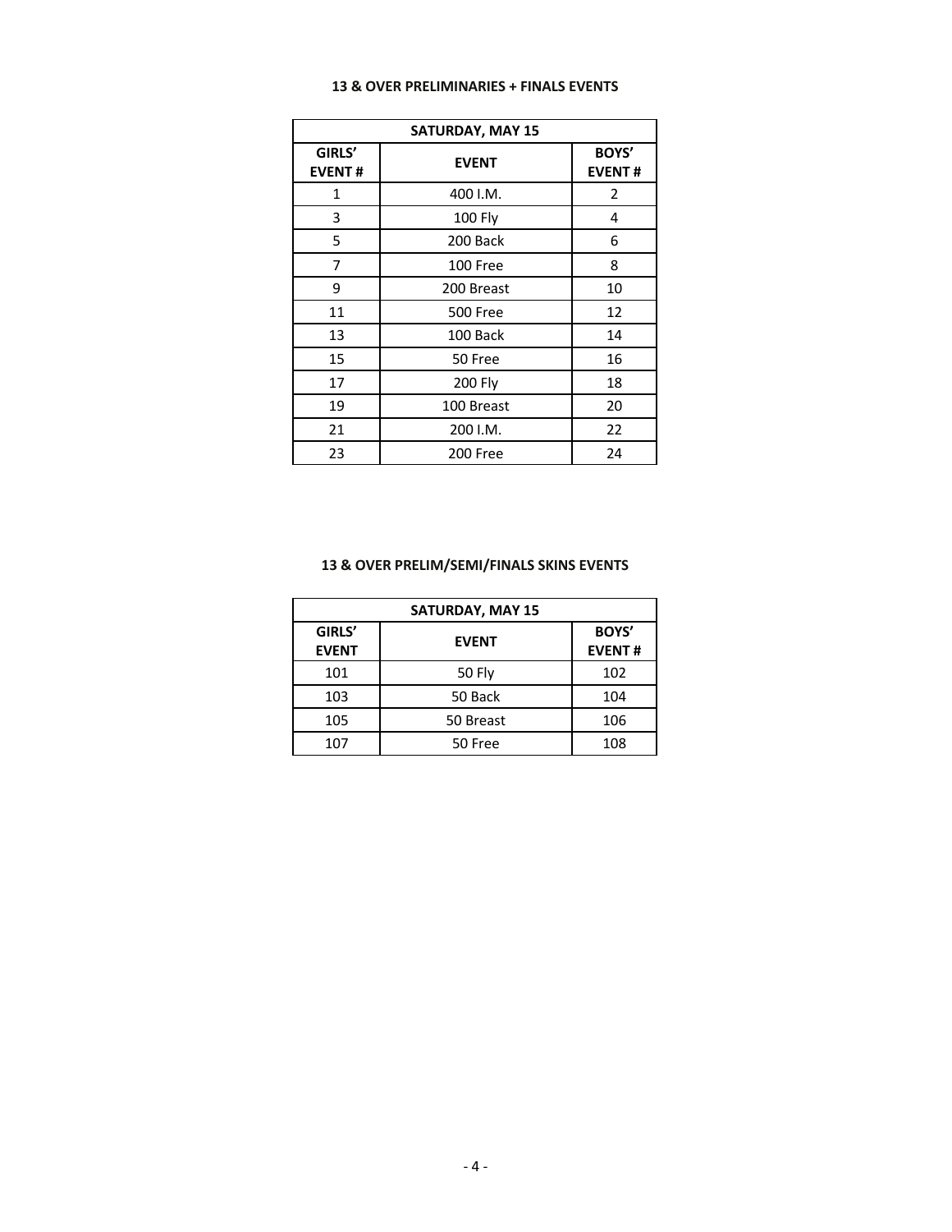**13 & OVER PRELIMINARIES + FINALS EVENTS**

| SATURDAY, MAY 15 | | |
|---|---|---|
| **GIRLS' EVENT #** | **EVENT** | **BOYS' EVENT #** |
| 1 | 400 I.M. | 2 |
| 3 | 100 Fly | 4 |
| 5 | 200 Back | 6 |
| 7 | 100 Free | 8 |
| 9 | 200 Breast | 10 |
| 11 | 500 Free | 12 |
| 13 | 100 Back | 14 |
| 15 | 50 Free | 16 |
| 17 | 200 Fly | 18 |
| 19 | 100 Breast | 20 |
| 21 | 200 I.M. | 22 |
| 23 | 200 Free | 24 |

**13 & OVER PRELIM/SEMI/FINALS SKINS EVENTS**

| SATURDAY, MAY 15 | | |
|---|---|---|
| **GIRLS' EVENT** | **EVENT** | **BOYS' EVENT #** |
| 101 | 50 Fly | 102 |
| 103 | 50 Back | 104 |
| 105 | 50 Breast | 106 |
| 107 | 50 Free | 108 |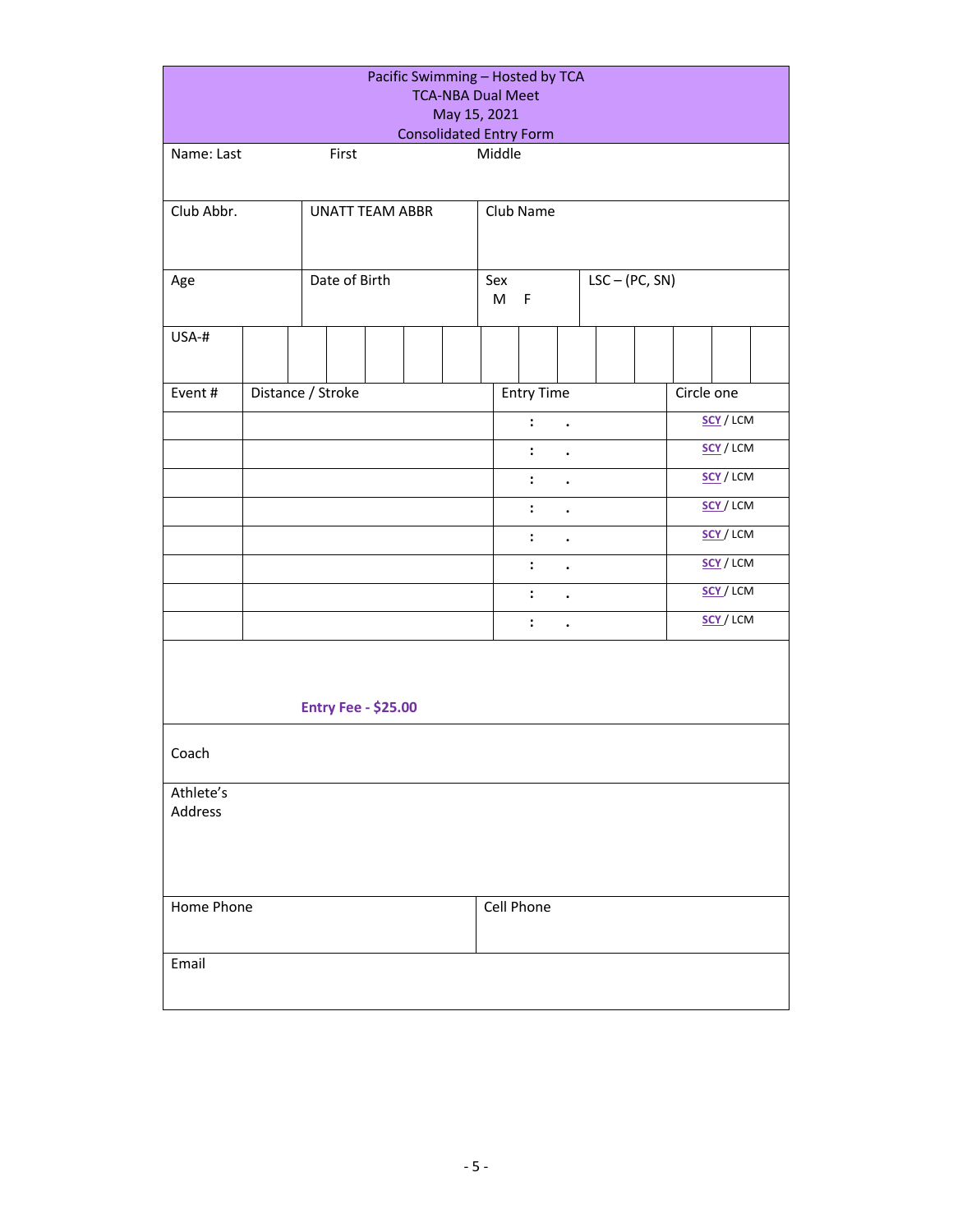Pacific Swimming – Hosted by TCA
TCA-NBA Dual Meet
May 15, 2021
Consolidated Entry Form

| Name: Last | First | Middle |
| --- | --- | --- |
| | | |

| Club Abbr. | UNATT TEAM ABBR | Club Name |
| --- | --- | --- |
| | | |

| Age | Date of Birth | Sex M F | LSC – (PC, SN) |
| --- | --- | --- | --- |
| | | | |

| USA-# | | | | | | | | | | | | | | |
| --- | --- | --- | --- | --- | --- | --- | --- | --- | --- | --- | --- | --- | --- | --- |

| Event # | Distance / Stroke | Entry Time | Circle one |
| --- | --- | --- | --- |
| | | : . | SCY / LCM |
| | | : . | SCY / LCM |
| | | : . | SCY / LCM |
| | | : . | SCY / LCM |
| | | : . | SCY / LCM |
| | | : . | SCY / LCM |
| | | : . | SCY / LCM |
| | | : . | SCY / LCM |

**Entry Fee - $25.00**

| Coach |
| --- |
| Athlete's Address |

| Home Phone | Cell Phone |
| --- | --- |
| | |

| Email |
| --- |
| |